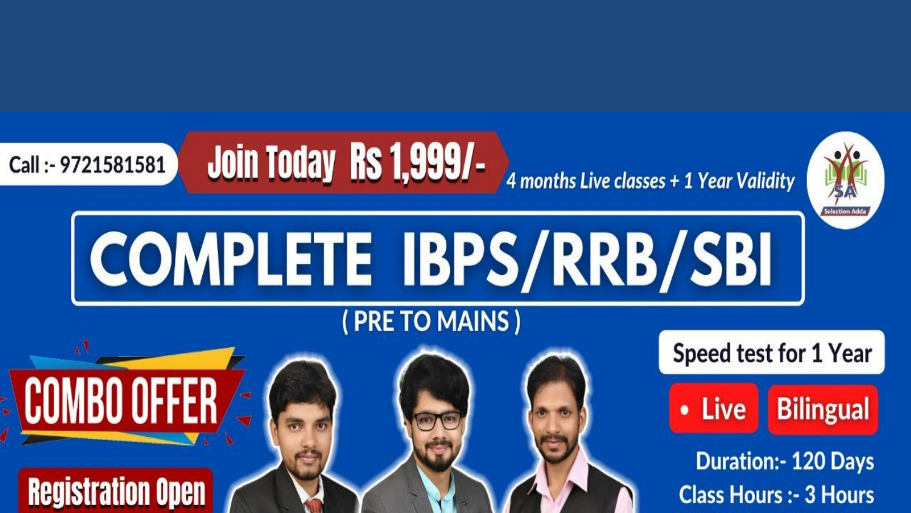Call :- 9721581581

**Join Today Rs 1,999/-**

*4 months Live classes + 1 Year Validity*

Selection Adda

# COMPLETE IBPS/RRB/SBI

( PRE TO MAINS )

**COMBO OFFER**

**Registration Open**

Speed test for 1 Year

• Live | Bilingual

Duration:- 120 Days

Class Hours :- 3 Hours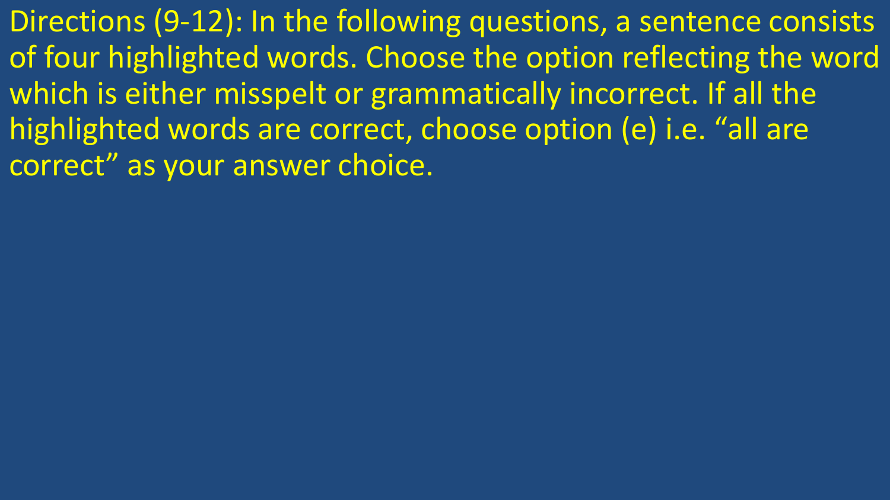Directions (9-12): In the following questions, a sentence consists of four highlighted words. Choose the option reflecting the word which is either misspelt or grammatically incorrect. If all the highlighted words are correct, choose option (e) i.e. “all are correct” as your answer choice.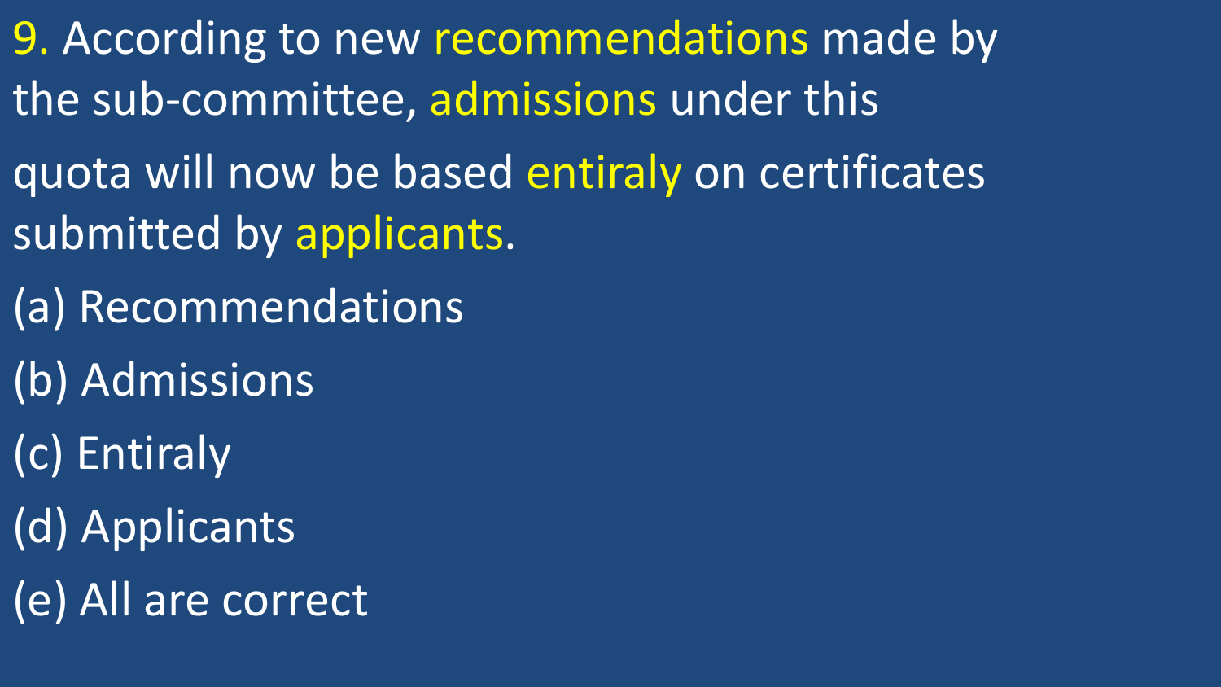9. According to new recommendations made by the sub-committee, admissions under this quota will now be based entiraly on certificates submitted by applicants.

(a) Recommendations

(b) Admissions

(c) Entiraly

(d) Applicants

(e) All are correct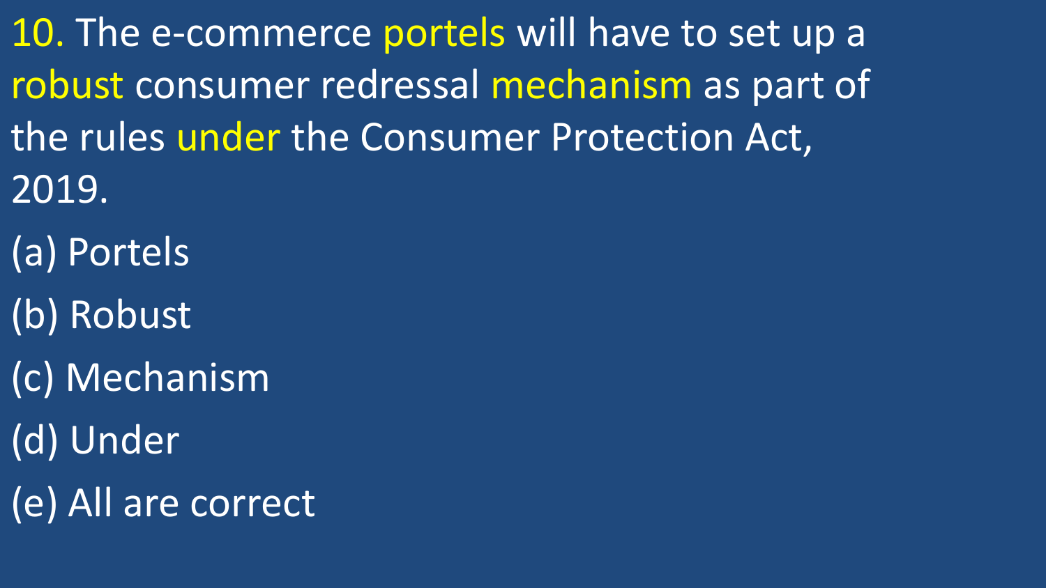10. The e-commerce portels will have to set up a robust consumer redressal mechanism as part of the rules under the Consumer Protection Act, 2019.

(a) Portels

(b) Robust

(c) Mechanism

(d) Under

(e) All are correct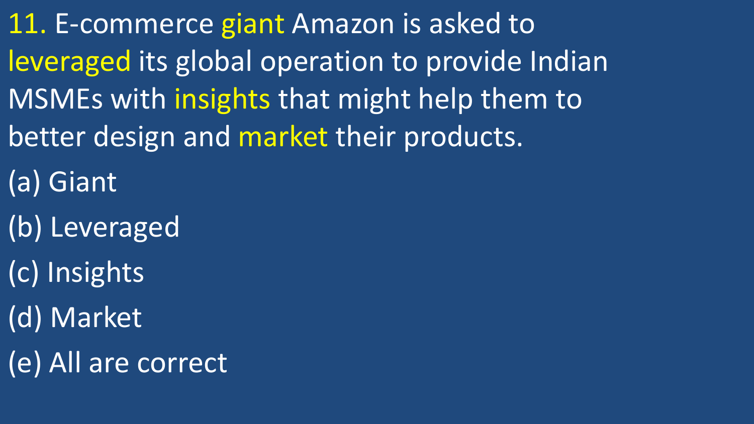11. E-commerce giant Amazon is asked to leveraged its global operation to provide Indian MSMEs with insights that might help them to better design and market their products.

(a) Giant

(b) Leveraged

(c) Insights

(d) Market

(e) All are correct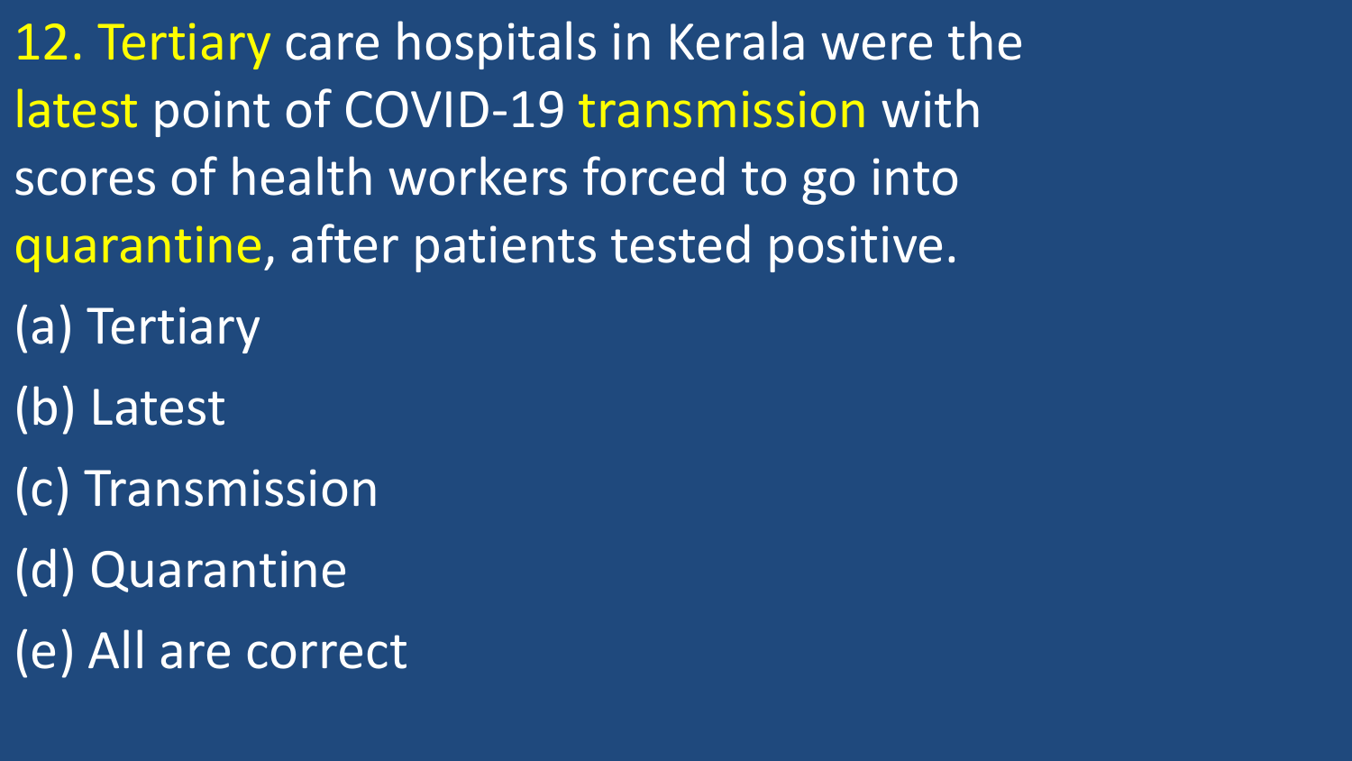12. Tertiary care hospitals in Kerala were the latest point of COVID-19 transmission with scores of health workers forced to go into quarantine, after patients tested positive.

(a) Tertiary

(b) Latest

(c) Transmission

(d) Quarantine

(e) All are correct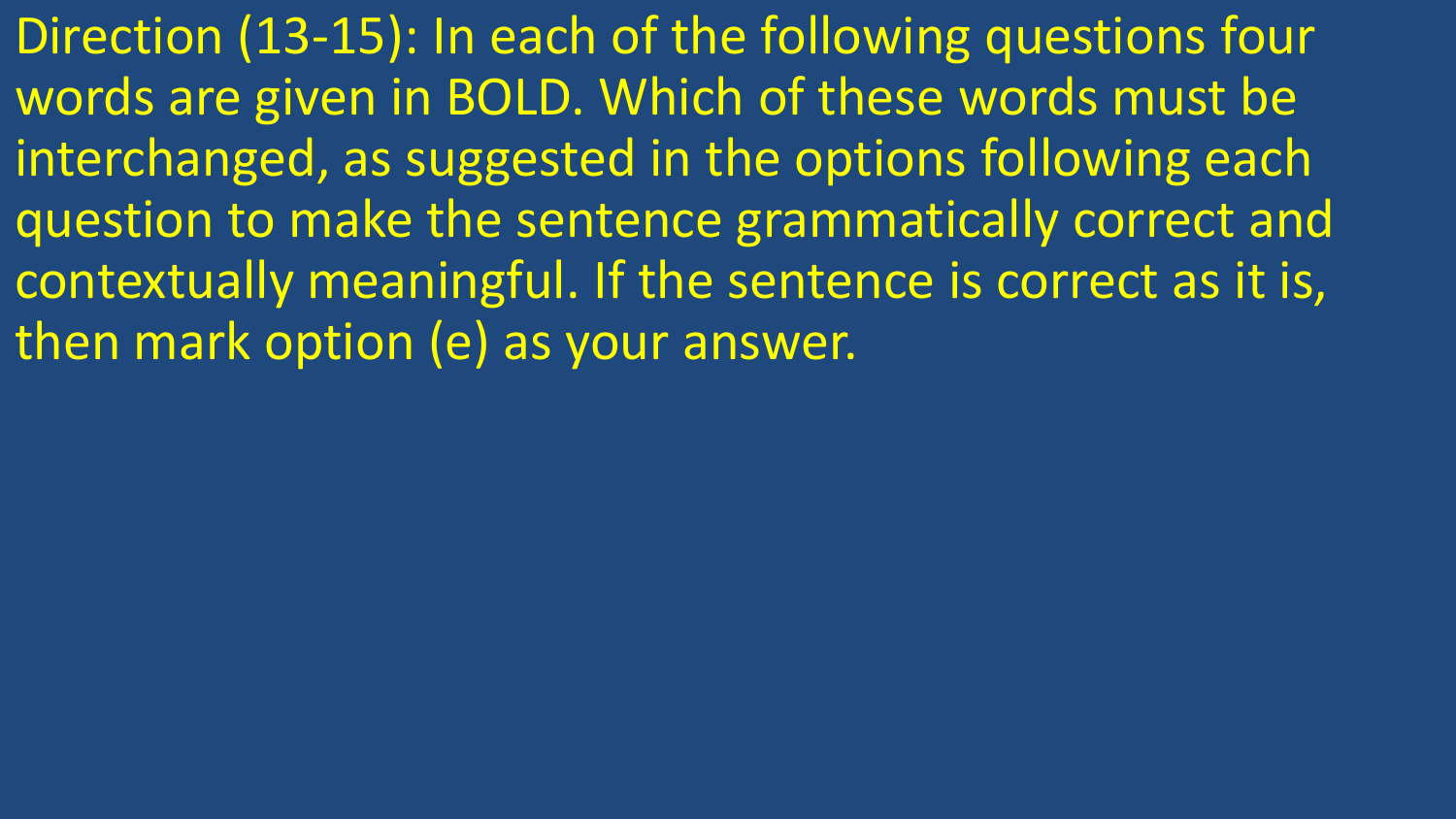Direction (13-15): In each of the following questions four words are given in BOLD. Which of these words must be interchanged, as suggested in the options following each question to make the sentence grammatically correct and contextually meaningful. If the sentence is correct as it is, then mark option (e) as your answer.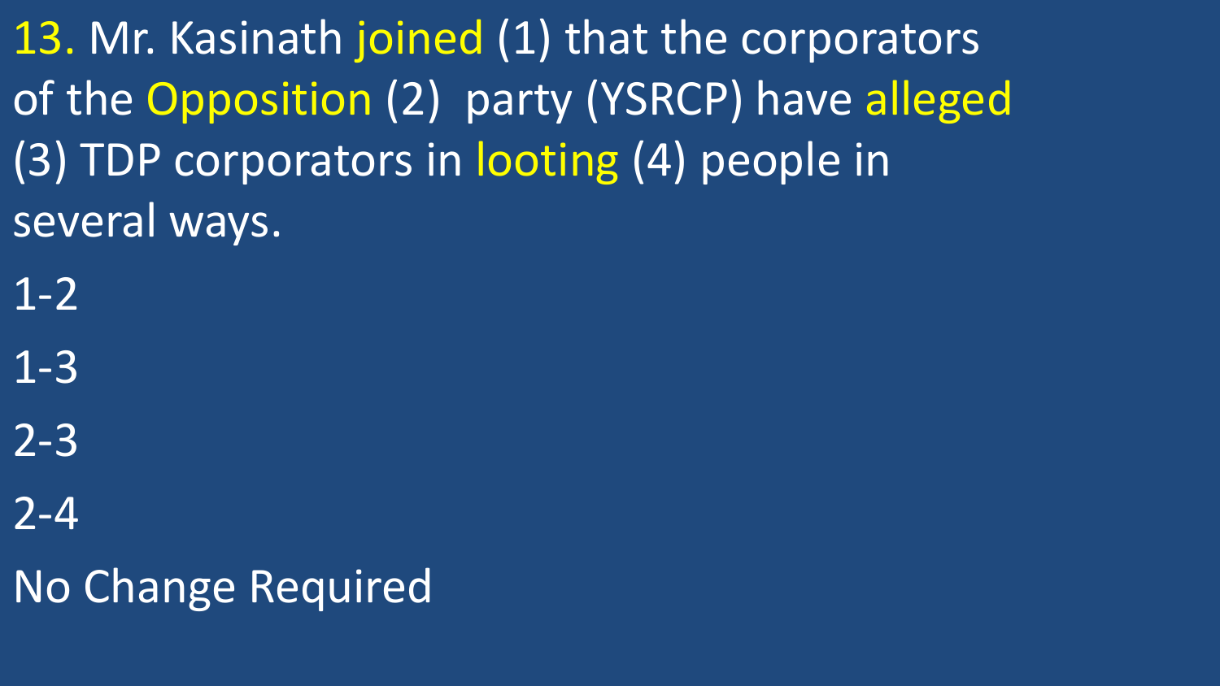13. Mr. Kasinath joined (1) that the corporators of the Opposition (2) party (YSRCP) have alleged (3) TDP corporators in looting (4) people in several ways.

1-2

1-3

2-3

2-4

No Change Required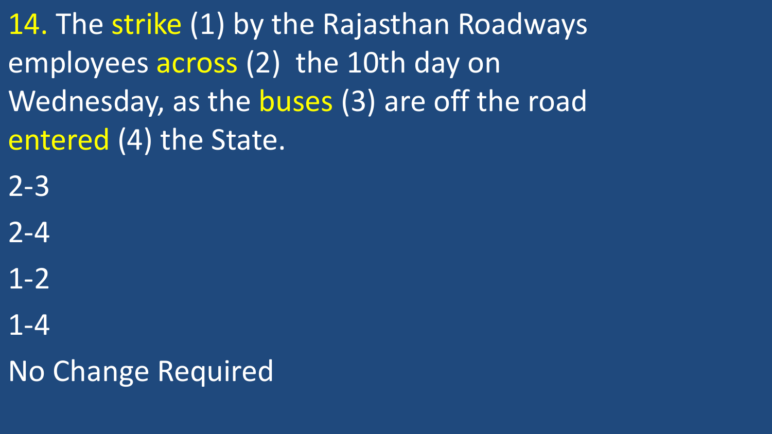14. The strike (1) by the Rajasthan Roadways employees across (2) the 10th day on Wednesday, as the buses (3) are off the road entered (4) the State.

2-3

2-4

1-2

1-4

No Change Required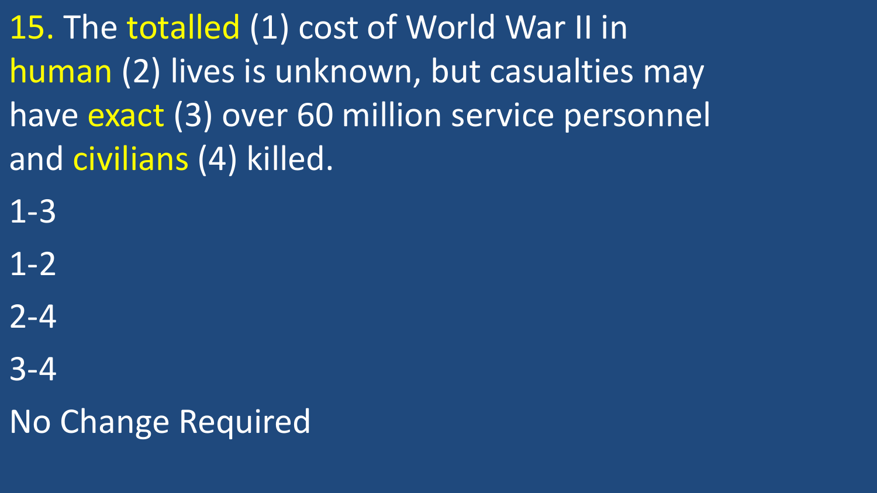15. The totalled (1) cost of World War II in human (2) lives is unknown, but casualties may have exact (3) over 60 million service personnel and civilians (4) killed.

1-3

1-2

2-4

3-4

No Change Required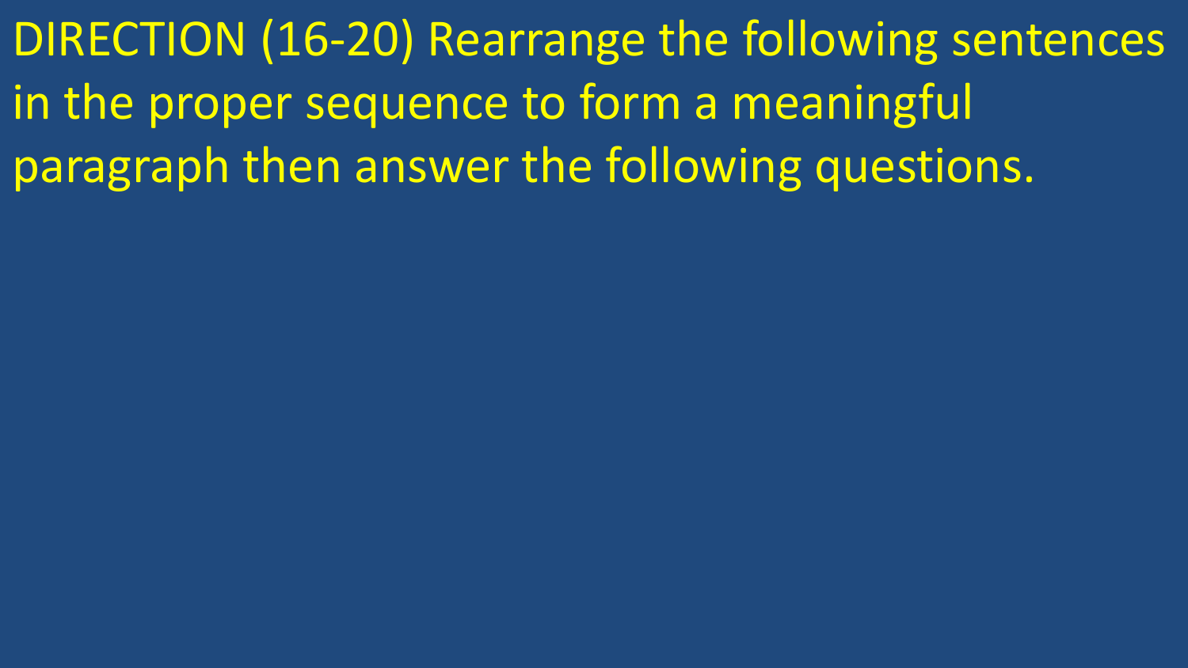DIRECTION (16-20) Rearrange the following sentences in the proper sequence to form a meaningful paragraph then answer the following questions.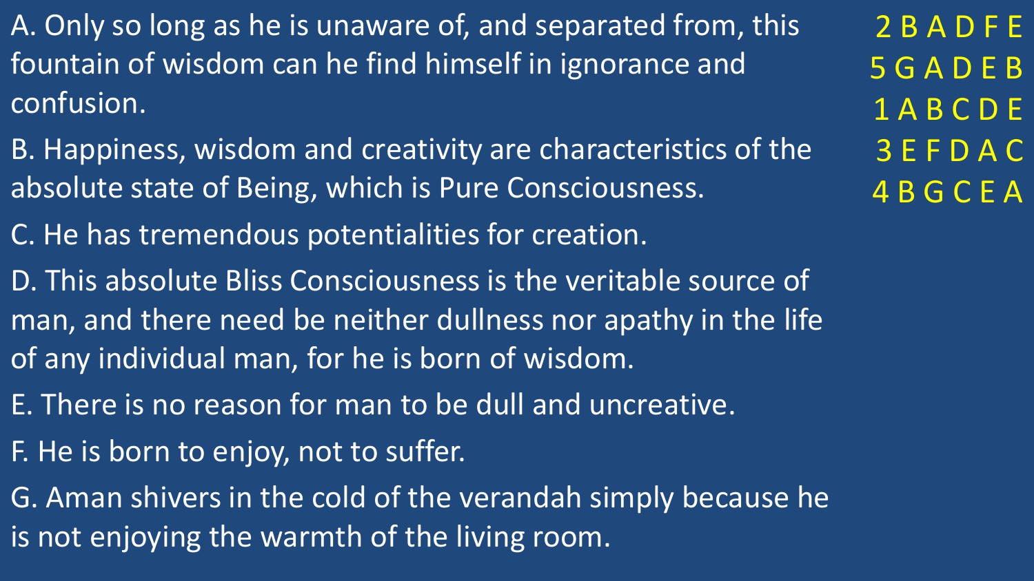A. Only so long as he is unaware of, and separated from, this fountain of wisdom can he find himself in ignorance and confusion.

B. Happiness, wisdom and creativity are characteristics of the absolute state of Being, which is Pure Consciousness.

C. He has tremendous potentialities for creation.

D. This absolute Bliss Consciousness is the veritable source of man, and there need be neither dullness nor apathy in the life of any individual man, for he is born of wisdom.

E. There is no reason for man to be dull and uncreative.

F. He is born to enjoy, not to suffer.

G. Aman shivers in the cold of the verandah simply because he is not enjoying the warmth of the living room.

2 B A D F E

5 G A D E B

1 A B C D E

3 E F D A C

4 B G C E A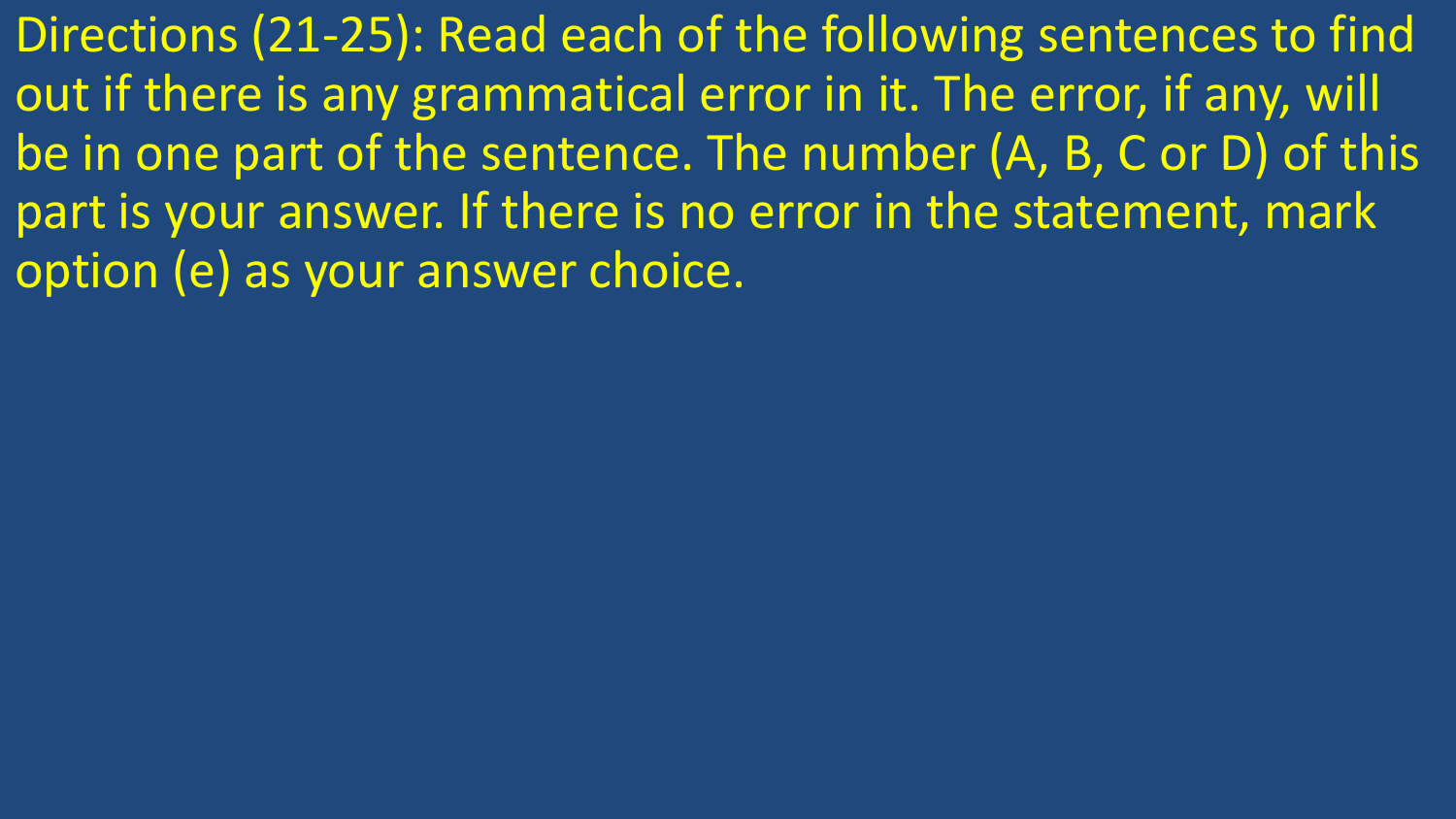Directions (21-25): Read each of the following sentences to find out if there is any grammatical error in it. The error, if any, will be in one part of the sentence. The number (A, B, C or D) of this part is your answer. If there is no error in the statement, mark option (e) as your answer choice.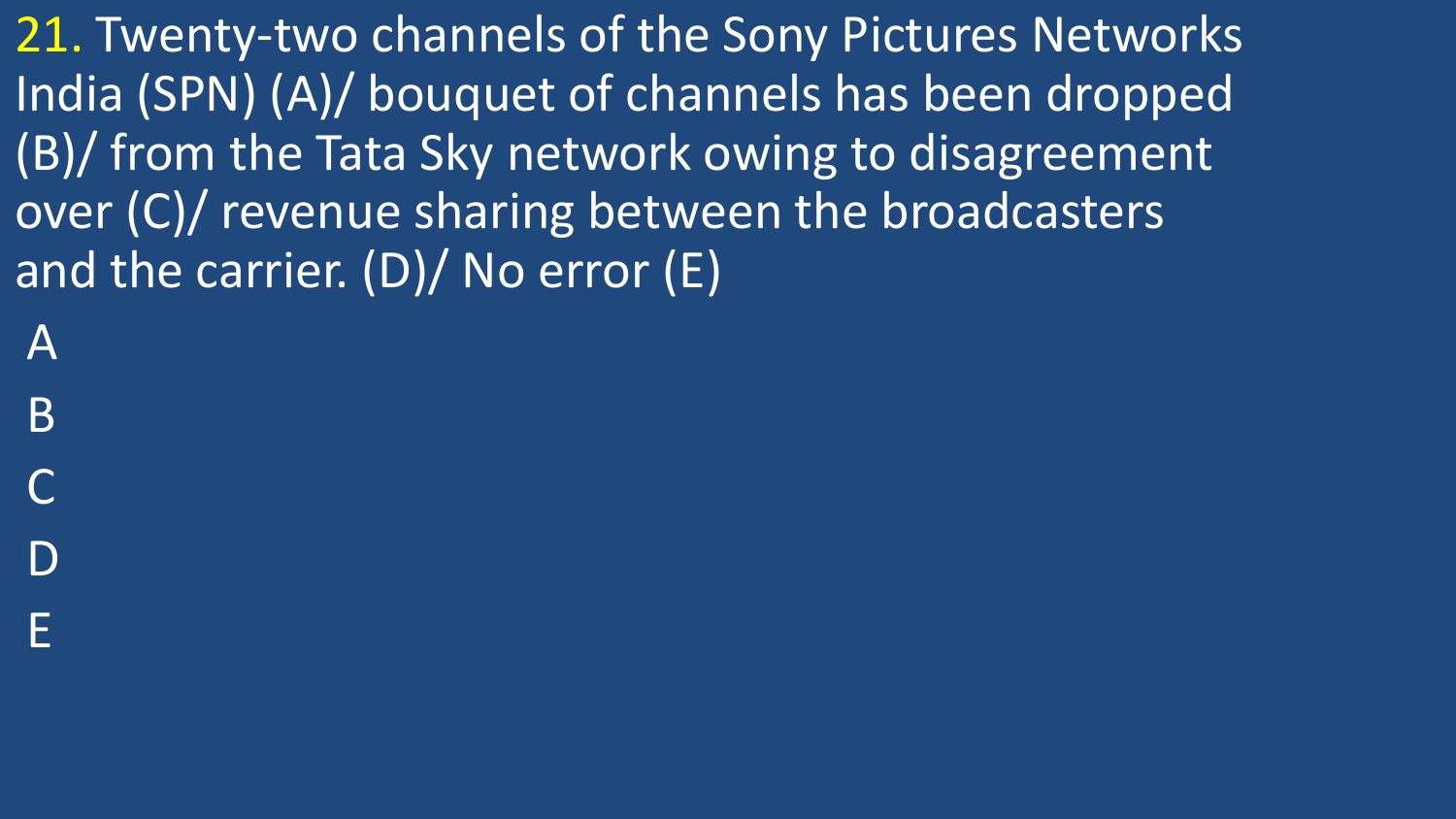21. Twenty-two channels of the Sony Pictures Networks India (SPN) (A)/ bouquet of channels has been dropped (B)/ from the Tata Sky network owing to disagreement over (C)/ revenue sharing between the broadcasters and the carrier. (D)/ No error (E)

A

B

C

D

E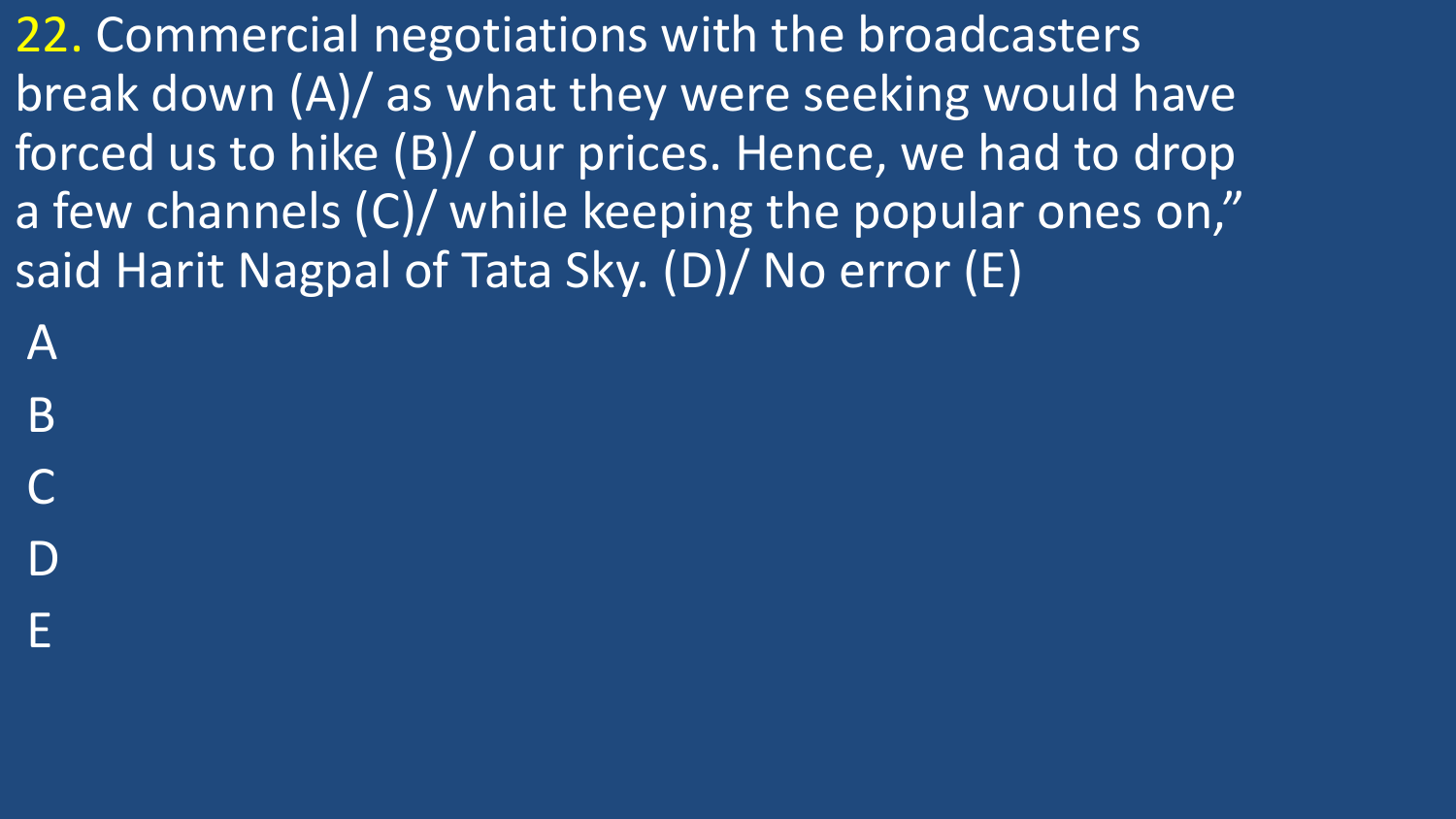22. Commercial negotiations with the broadcasters break down (A)/ as what they were seeking would have forced us to hike (B)/ our prices. Hence, we had to drop a few channels (C)/ while keeping the popular ones on," said Harit Nagpal of Tata Sky. (D)/ No error (E)

A

B

C

D

E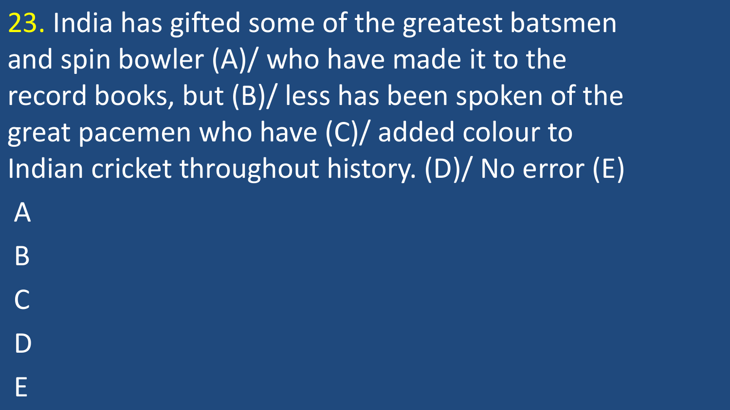23. India has gifted some of the greatest batsmen and spin bowler (A)/ who have made it to the record books, but (B)/ less has been spoken of the great pacemen who have (C)/ added colour to Indian cricket throughout history. (D)/ No error (E)

A

B

C

D

E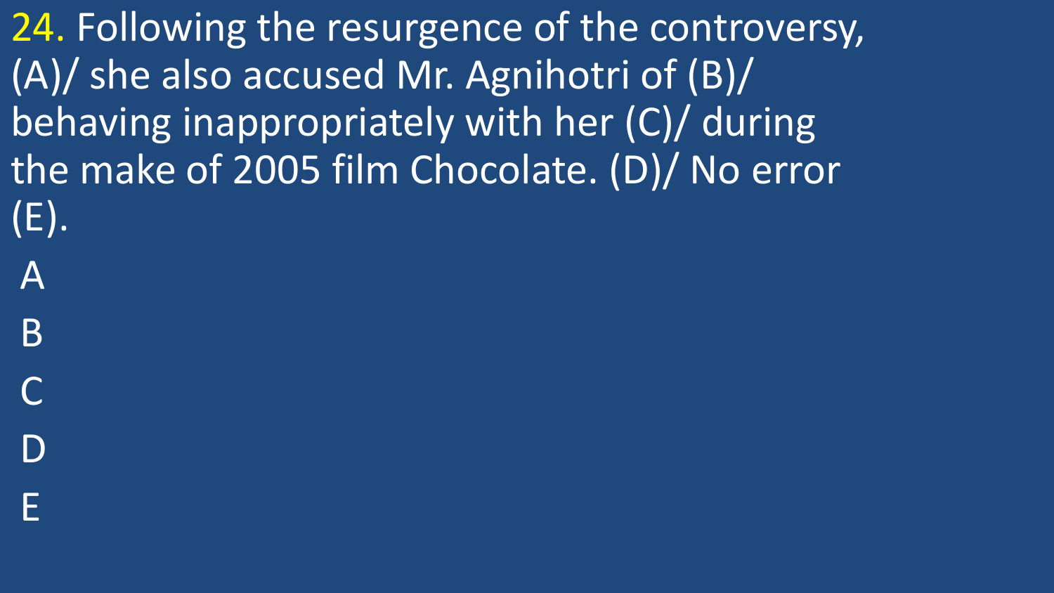24. Following the resurgence of the controversy, (A)/ she also accused Mr. Agnihotri of (B)/ behaving inappropriately with her (C)/ during the make of 2005 film Chocolate. (D)/ No error (E).

A

B

C

D

E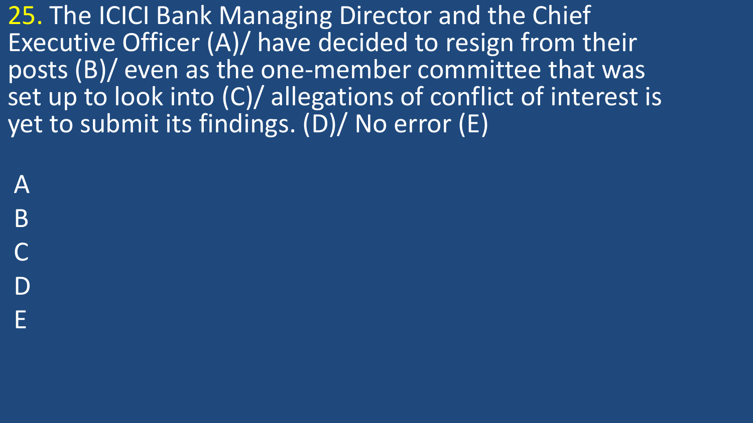25. The ICICI Bank Managing Director and the Chief Executive Officer (A)/ have decided to resign from their posts (B)/ even as the one-member committee that was set up to look into (C)/ allegations of conflict of interest is yet to submit its findings. (D)/ No error (E)

A

B

C

D

E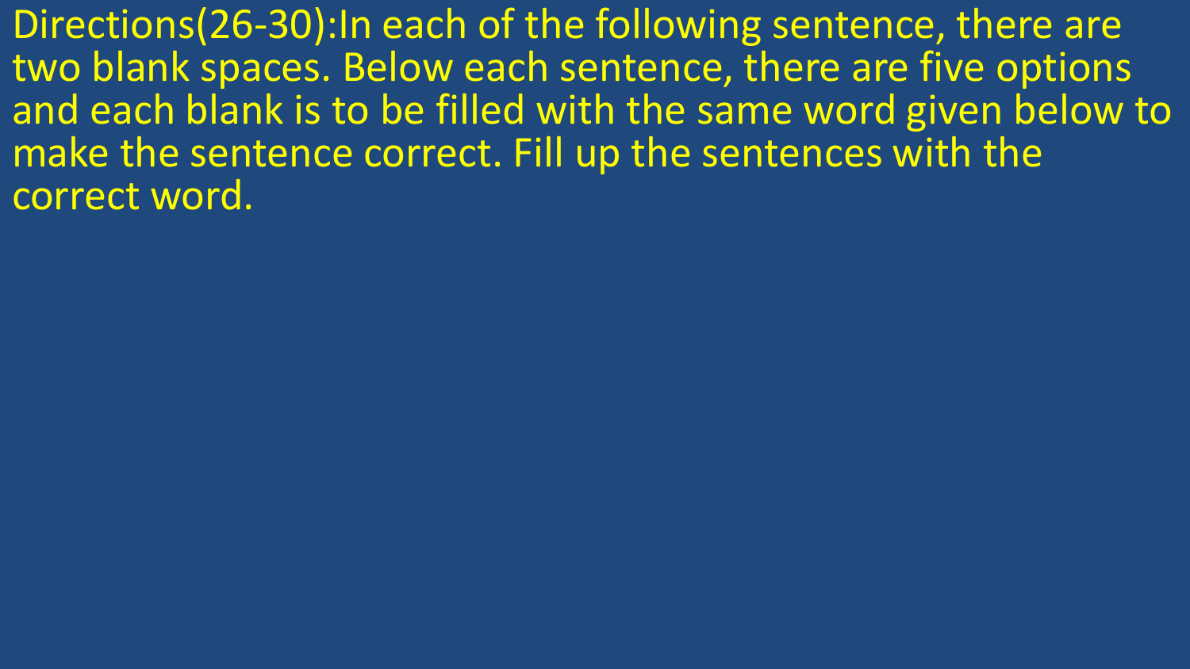Directions(26-30):In each of the following sentence, there are two blank spaces. Below each sentence, there are five options and each blank is to be filled with the same word given below to make the sentence correct. Fill up the sentences with the correct word.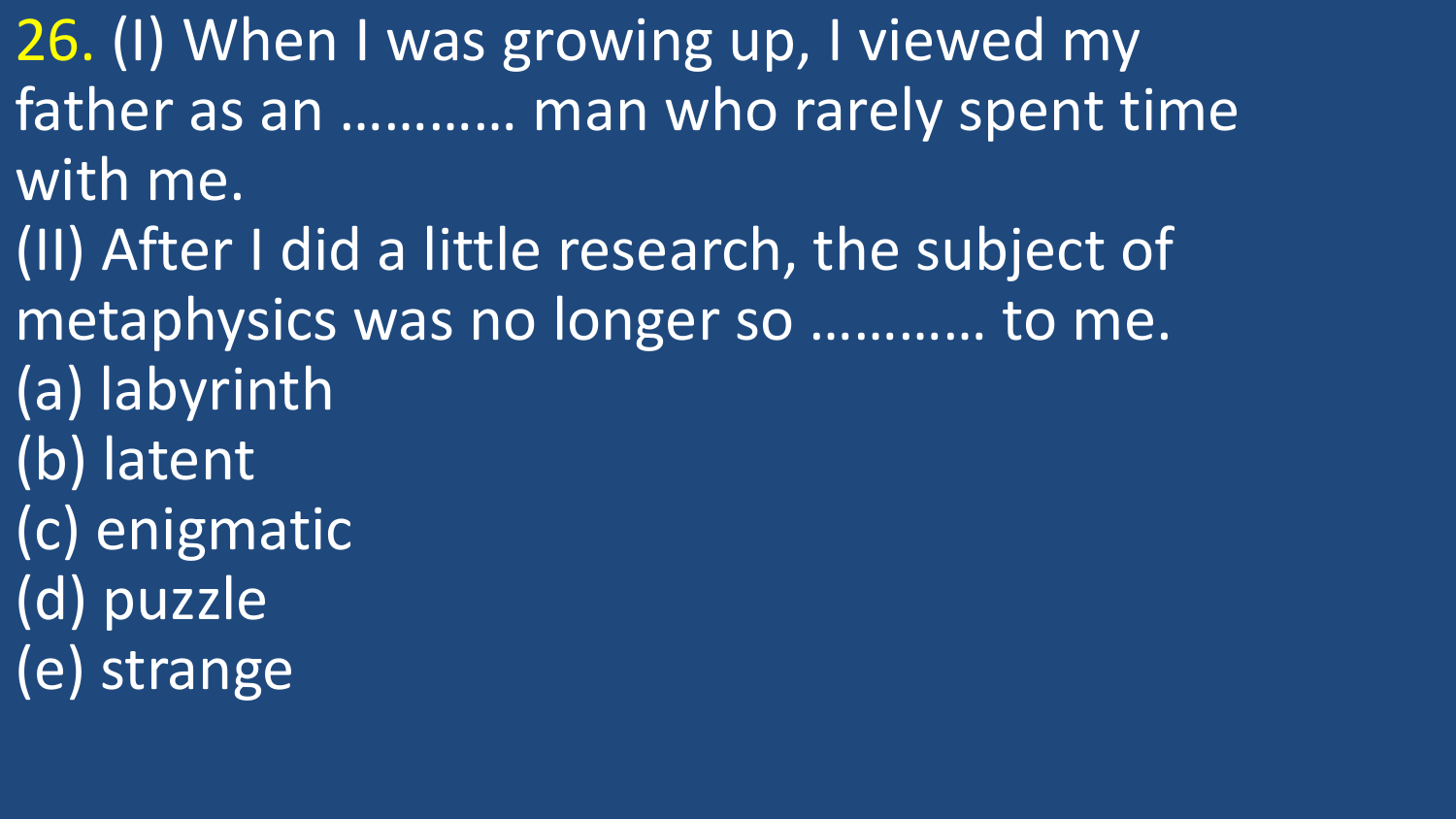26. (I) When I was growing up, I viewed my father as an ……….. man who rarely spent time with me.

(II) After I did a little research, the subject of metaphysics was no longer so ……….. to me.

(a) labyrinth
(b) latent
(c) enigmatic
(d) puzzle
(e) strange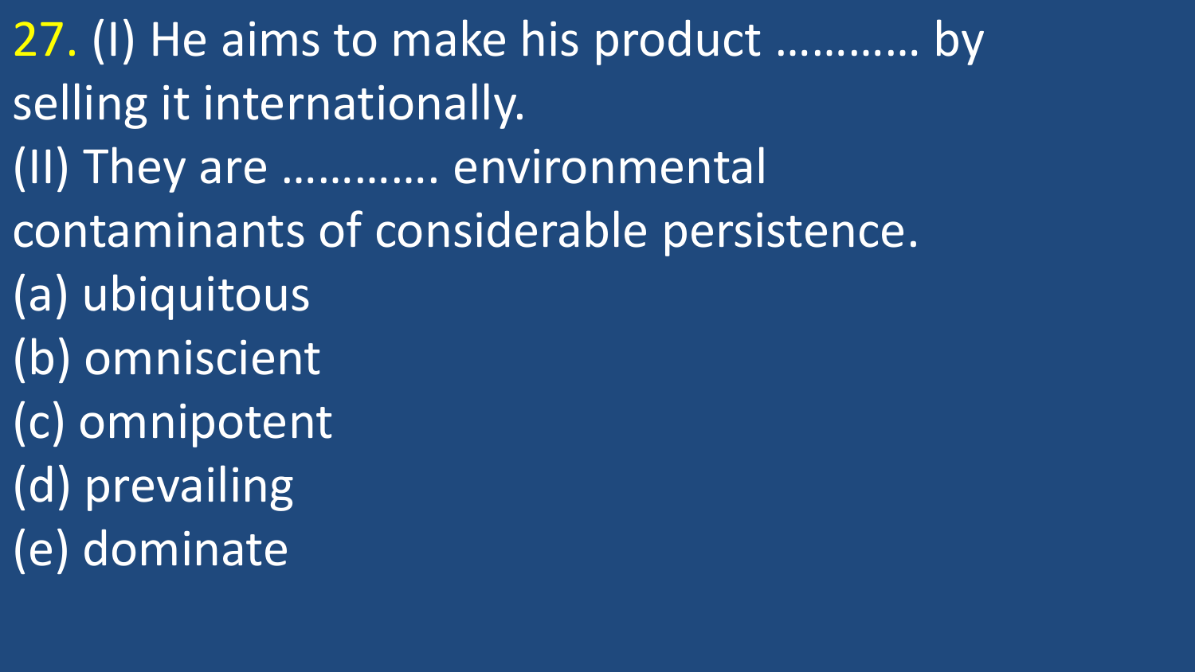27. (I) He aims to make his product ………… by selling it internationally.

(II) They are …………. environmental contaminants of considerable persistence.

(a) ubiquitous

(b) omniscient

(c) omnipotent

(d) prevailing

(e) dominate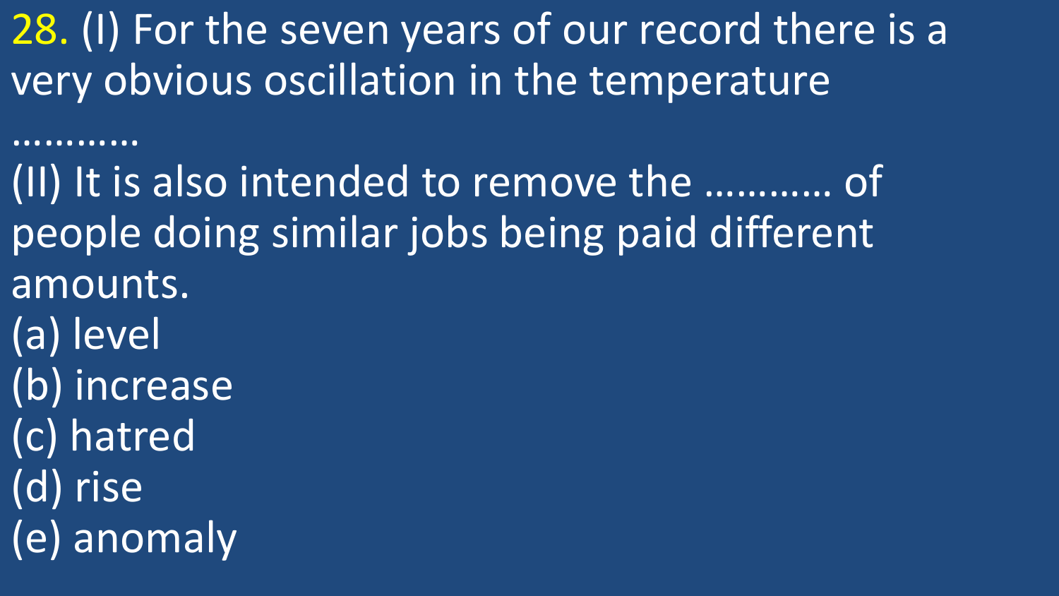28. (I) For the seven years of our record there is a very obvious oscillation in the temperature ………..

(II) It is also intended to remove the ……….. of people doing similar jobs being paid different amounts.

(a) level
(b) increase
(c) hatred
(d) rise
(e) anomaly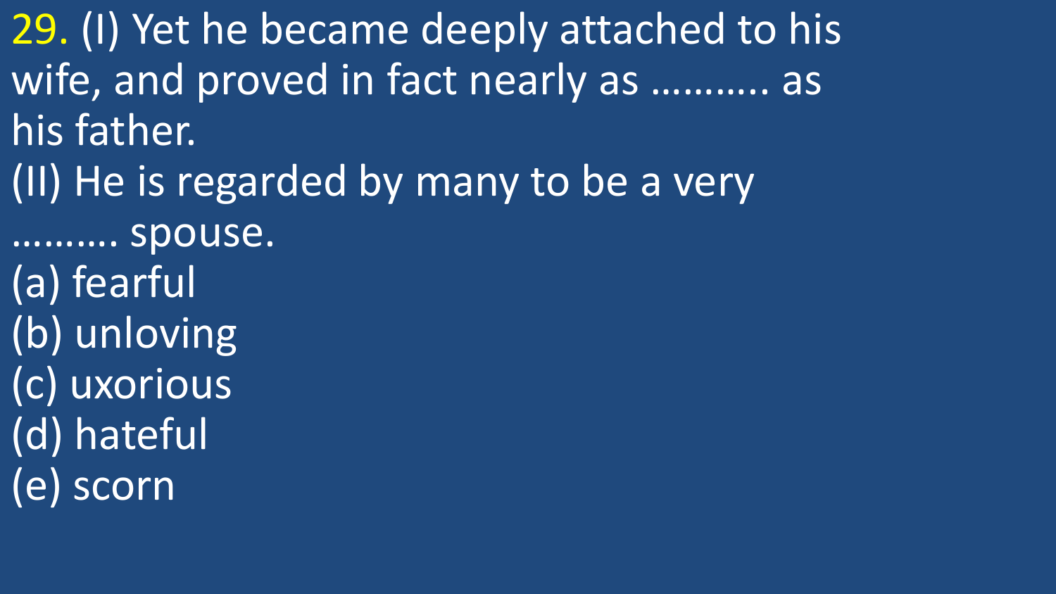29. (I) Yet he became deeply attached to his wife, and proved in fact nearly as ………. as his father.

(II) He is regarded by many to be a very ………. spouse.

(a) fearful

(b) unloving

(c) uxorious

(d) hateful

(e) scorn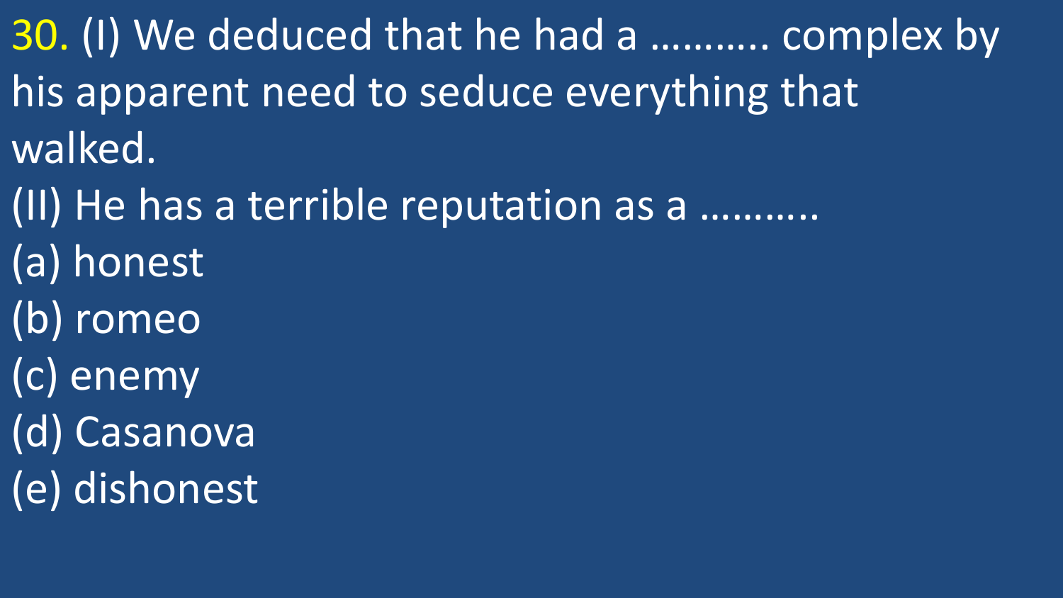30. (I) We deduced that he had a ………. complex by his apparent need to seduce everything that walked.

(II) He has a terrible reputation as a ……….

(a) honest

(b) romeo

(c) enemy

(d) Casanova

(e) dishonest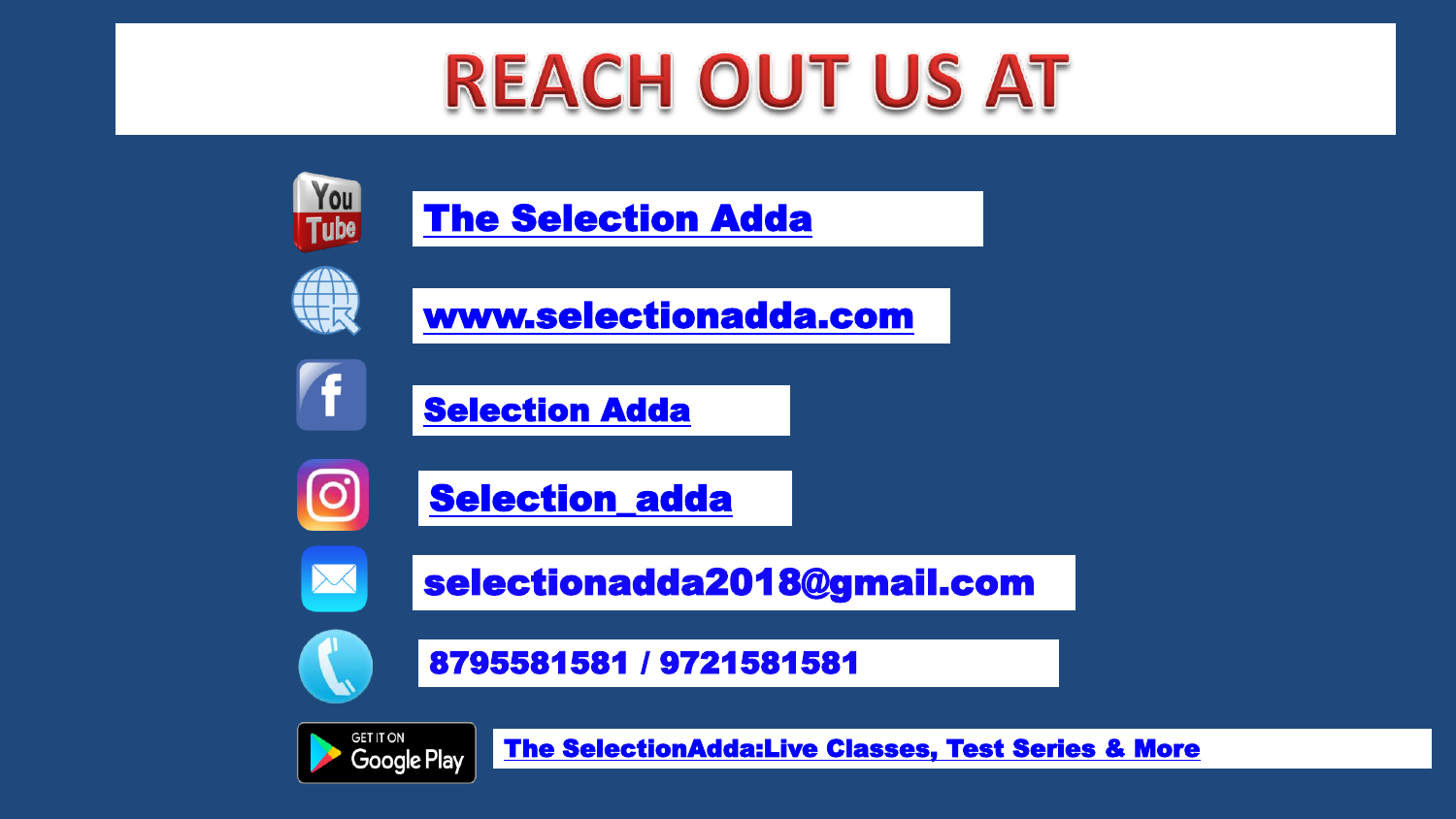# REACH OUT US AT

- The Selection Adda
- www.selectionadda.com
- Selection Adda
- Selection_adda
- selectionadda2018@gmail.com
- 8795581581 / 9721581581
- The SelectionAdda:Live Classes, Test Series & More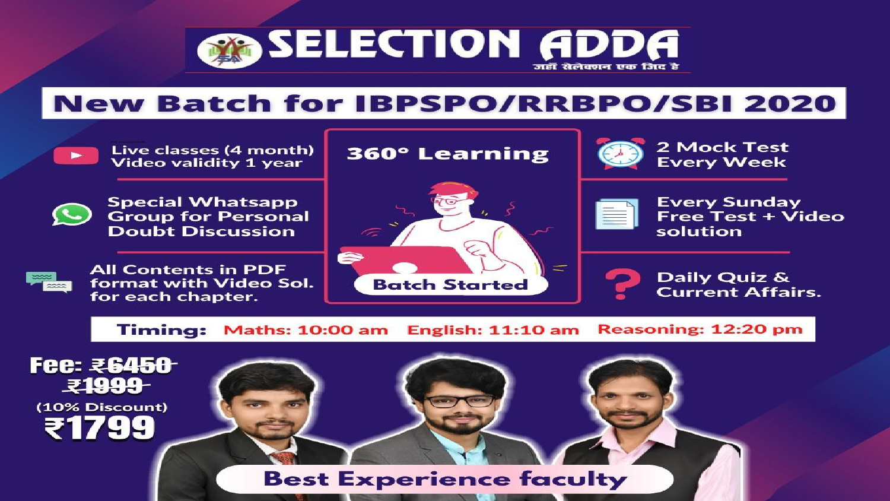# SELECTION ADDA

जहाँ सेलेक्शन एक ज़िद है

## New Batch for IBPSPO/RRBPO/SBI 2020

- Live classes (4 month) Video validity 1 year
- Special Whatsapp Group for Personal Doubt Discussion
- All Contents in PDF format with Video Sol. for each chapter.

**360° Learning**

**Batch Started**

- 2 Mock Test Every Week
- Every Sunday Free Test + Video solution
- Daily Quiz & Current Affairs.

**Timing:** Maths: 10:00 am English: 11:10 am Reasoning: 12:20 pm

Fee: ~~₹6450~~ ~~₹1999~~

(10% Discount)

**₹1799**

**Best Experience faculty**